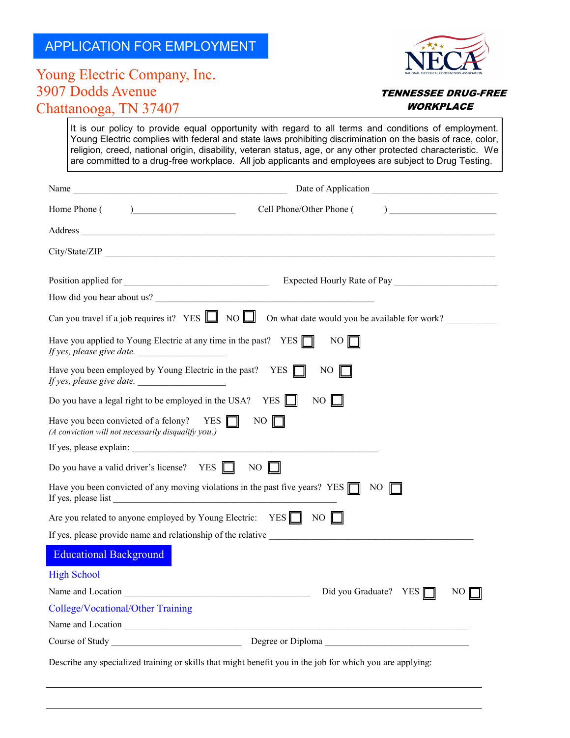# APPLICATION FOR EMPLOYMENT

**Young Electric Company, Inc.**
3907 Dodds Avenue
Chattanooga, TN 37407

NECA
NATIONAL ELECTRICAL CONTRACTORS ASSOCIATION

***TENNESSEE DRUG-FREE WORKPLACE***

> It is our policy to provide equal opportunity with regard to all terms and conditions of employment. Young Electric complies with federal and state laws prohibiting discrimination on the basis of race, color, religion, creed, national origin, disability, veteran status, age, or any other protected characteristic. We are committed to a drug-free workplace. All job applicants and employees are subject to Drug Testing.

Name ____________________________________________ Date of Application _________________________

Home Phone ( &nbsp;&nbsp;&nbsp;&nbsp; )____________________ Cell Phone/Other Phone ( &nbsp;&nbsp;&nbsp;&nbsp; ) _____________________

Address ______________________________________________________________________________

City/State/ZIP ___________________________________________________________________________

Position applied for ______________________________ Expected Hourly Rate of Pay ____________________

How did you hear about us? ____________________________________________

Can you travel if a job requires it? YES ☐ NO ☐ On what date would you be available for work? __________

Have you applied to Young Electric at any time in the past? YES ☐ NO ☐
*If yes, please give date.* _________________

Have you been employed by Young Electric in the past? YES ☐ NO ☐
*If yes, please give date.* _________________

Do you have a legal right to be employed in the USA? YES ☐ NO ☐

Have you been convicted of a felony? YES ☐ NO ☐
*(A conviction will not necessarily disqualify you.)*

If yes, please explain: ___________________________________________________

Do you have a valid driver's license? YES ☐ NO ☐

Have you been convicted of any moving violations in the past five years? YES ☐ NO ☐
If yes, please list ______________________________________________

Are you related to anyone employed by Young Electric: YES ☐ NO ☐

If yes, please provide name and relationship of the relative ________________________________________

## Educational Background

### High School

Name and Location ____________________________________ Did you Graduate? YES ☐ NO ☐

### College/Vocational/Other Training

Name and Location _____________________________________________________________________

Course of Study ___________________________ Degree or Diploma ______________________________

Describe any specialized training or skills that might benefit you in the job for which you are applying:

_______________________________________________________________________________________

_______________________________________________________________________________________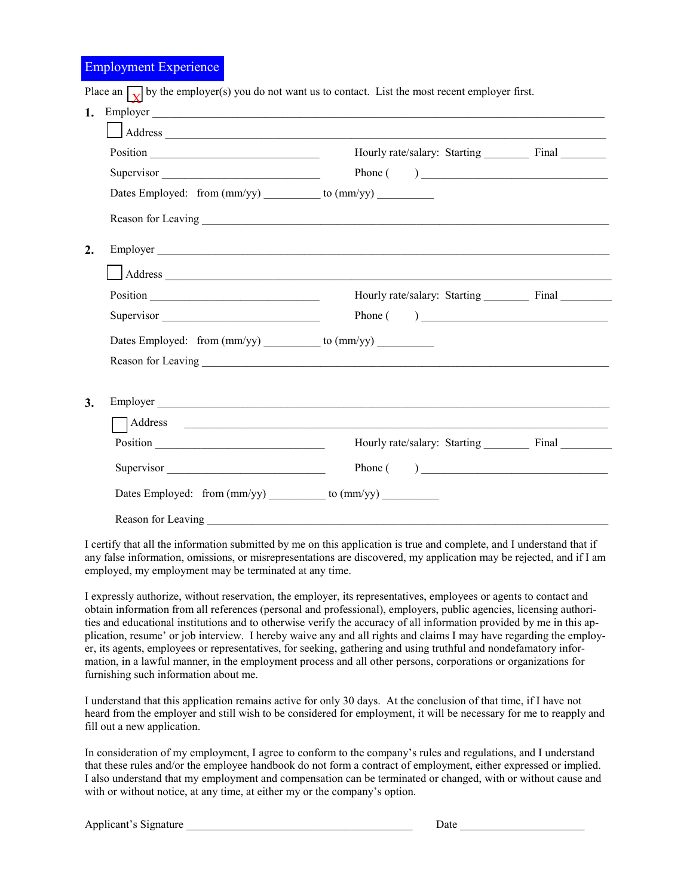## Employment Experience

Place an ☒ by the employer(s) you do not want us to contact. List the most recent employer first.

**1.** Employer ______________________________________________

☐ Address ______________________________________________

Position ______________________________ Hourly rate/salary: Starting ________ Final ________

Supervisor ____________________________ Phone ( ) ________________________________

Dates Employed: from (mm/yy) __________ to (mm/yy) __________

Reason for Leaving ______________________________________________

**2.** Employer ______________________________________________

☐ Address ______________________________________________

Position ______________________________ Hourly rate/salary: Starting ________ Final ________

Supervisor ____________________________ Phone ( ) ________________________________

Dates Employed: from (mm/yy) __________ to (mm/yy) __________

Reason for Leaving ______________________________________________

**3.** Employer ______________________________________________

☐ Address ______________________________________________

Position ______________________________ Hourly rate/salary: Starting ________ Final ________

Supervisor ____________________________ Phone ( ) ________________________________

Dates Employed: from (mm/yy) __________ to (mm/yy) __________

Reason for Leaving ______________________________________________

I certify that all the information submitted by me on this application is true and complete, and I understand that if any false information, omissions, or misrepresentations are discovered, my application may be rejected, and if I am employed, my employment may be terminated at any time.

I expressly authorize, without reservation, the employer, its representatives, employees or agents to contact and obtain information from all references (personal and professional), employers, public agencies, licensing authorities and educational institutions and to otherwise verify the accuracy of all information provided by me in this application, resume' or job interview. I hereby waive any and all rights and claims I may have regarding the employer, its agents, employees or representatives, for seeking, gathering and using truthful and nondefamatory information, in a lawful manner, in the employment process and all other persons, corporations or organizations for furnishing such information about me.

I understand that this application remains active for only 30 days. At the conclusion of that time, if I have not heard from the employer and still wish to be considered for employment, it will be necessary for me to reapply and fill out a new application.

In consideration of my employment, I agree to conform to the company's rules and regulations, and I understand that these rules and/or the employee handbook do not form a contract of employment, either expressed or implied. I also understand that my employment and compensation can be terminated or changed, with or without cause and with or without notice, at any time, at either my or the company's option.

Applicant's Signature ________________________________________ Date ______________________